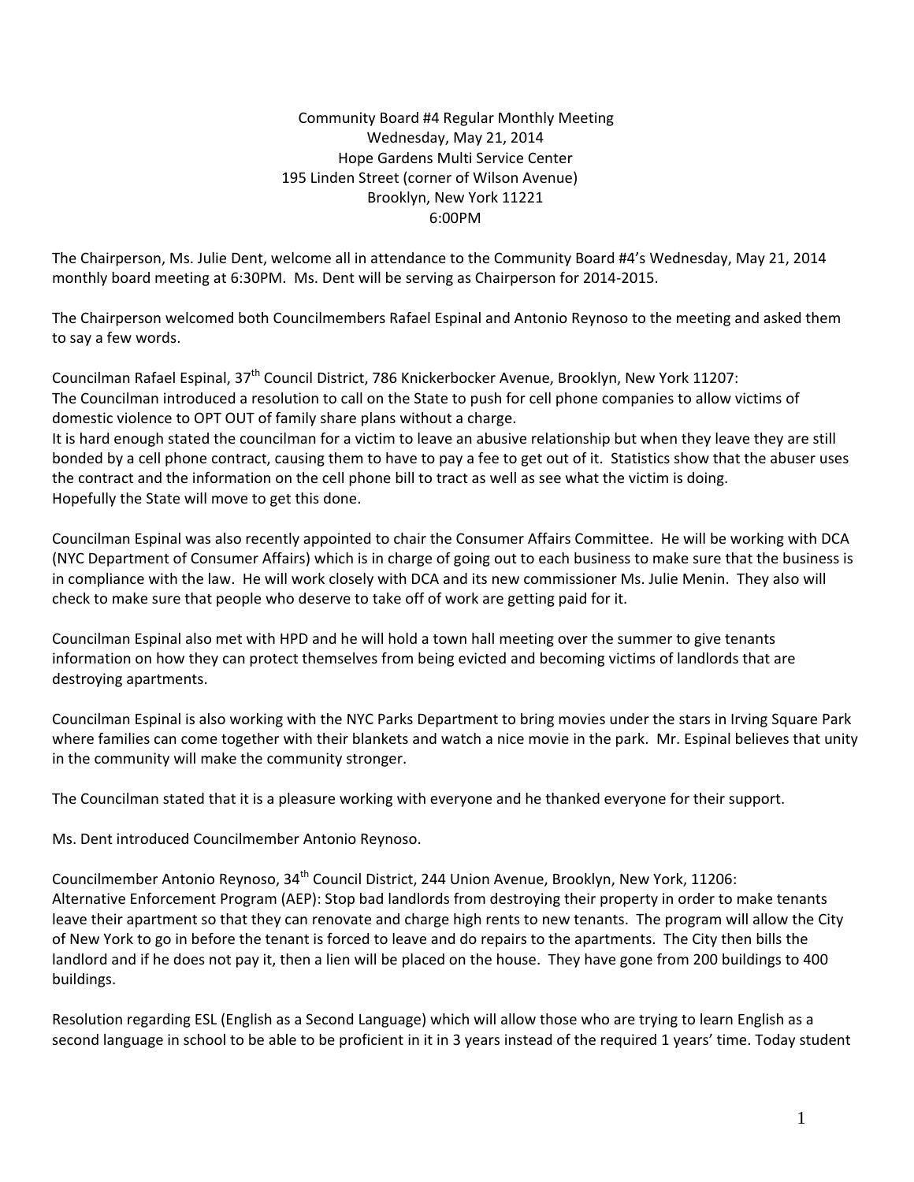Community Board #4 Regular Monthly Meeting
Wednesday, May 21, 2014
Hope Gardens Multi Service Center
195 Linden Street (corner of Wilson Avenue)
Brooklyn, New York 11221
6:00PM

The Chairperson, Ms. Julie Dent, welcome all in attendance to the Community Board #4's Wednesday, May 21, 2014 monthly board meeting at 6:30PM. Ms. Dent will be serving as Chairperson for 2014-2015.

The Chairperson welcomed both Councilmembers Rafael Espinal and Antonio Reynoso to the meeting and asked them to say a few words.

Councilman Rafael Espinal, 37th Council District, 786 Knickerbocker Avenue, Brooklyn, New York 11207:
The Councilman introduced a resolution to call on the State to push for cell phone companies to allow victims of domestic violence to OPT OUT of family share plans without a charge.
It is hard enough stated the councilman for a victim to leave an abusive relationship but when they leave they are still bonded by a cell phone contract, causing them to have to pay a fee to get out of it. Statistics show that the abuser uses the contract and the information on the cell phone bill to tract as well as see what the victim is doing.
Hopefully the State will move to get this done.

Councilman Espinal was also recently appointed to chair the Consumer Affairs Committee. He will be working with DCA (NYC Department of Consumer Affairs) which is in charge of going out to each business to make sure that the business is in compliance with the law. He will work closely with DCA and its new commissioner Ms. Julie Menin. They also will check to make sure that people who deserve to take off of work are getting paid for it.

Councilman Espinal also met with HPD and he will hold a town hall meeting over the summer to give tenants information on how they can protect themselves from being evicted and becoming victims of landlords that are destroying apartments.

Councilman Espinal is also working with the NYC Parks Department to bring movies under the stars in Irving Square Park where families can come together with their blankets and watch a nice movie in the park. Mr. Espinal believes that unity in the community will make the community stronger.

The Councilman stated that it is a pleasure working with everyone and he thanked everyone for their support.

Ms. Dent introduced Councilmember Antonio Reynoso.

Councilmember Antonio Reynoso, 34th Council District, 244 Union Avenue, Brooklyn, New York, 11206:
Alternative Enforcement Program (AEP): Stop bad landlords from destroying their property in order to make tenants leave their apartment so that they can renovate and charge high rents to new tenants. The program will allow the City of New York to go in before the tenant is forced to leave and do repairs to the apartments. The City then bills the landlord and if he does not pay it, then a lien will be placed on the house. They have gone from 200 buildings to 400 buildings.

Resolution regarding ESL (English as a Second Language) which will allow those who are trying to learn English as a second language in school to be able to be proficient in it in 3 years instead of the required 1 years' time. Today student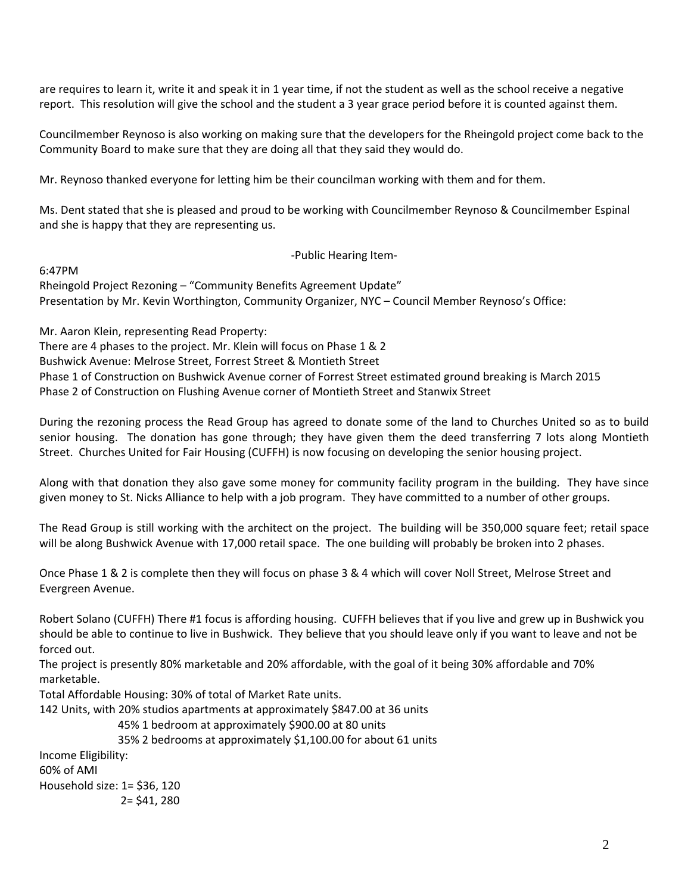are requires to learn it, write it and speak it in 1 year time, if not the student as well as the school receive a negative report. This resolution will give the school and the student a 3 year grace period before it is counted against them.

Councilmember Reynoso is also working on making sure that the developers for the Rheingold project come back to the Community Board to make sure that they are doing all that they said they would do.

Mr. Reynoso thanked everyone for letting him be their councilman working with them and for them.

Ms. Dent stated that she is pleased and proud to be working with Councilmember Reynoso & Councilmember Espinal and she is happy that they are representing us.

-Public Hearing Item-

6:47PM
Rheingold Project Rezoning – "Community Benefits Agreement Update"
Presentation by Mr. Kevin Worthington, Community Organizer, NYC – Council Member Reynoso's Office:

Mr. Aaron Klein, representing Read Property:
There are 4 phases to the project. Mr. Klein will focus on Phase 1 & 2
Bushwick Avenue: Melrose Street, Forrest Street & Montieth Street
Phase 1 of Construction on Bushwick Avenue corner of Forrest Street estimated ground breaking is March 2015
Phase 2 of Construction on Flushing Avenue corner of Montieth Street and Stanwix Street

During the rezoning process the Read Group has agreed to donate some of the land to Churches United so as to build senior housing. The donation has gone through; they have given them the deed transferring 7 lots along Montieth Street. Churches United for Fair Housing (CUFFH) is now focusing on developing the senior housing project.

Along with that donation they also gave some money for community facility program in the building. They have since given money to St. Nicks Alliance to help with a job program. They have committed to a number of other groups.

The Read Group is still working with the architect on the project. The building will be 350,000 square feet; retail space will be along Bushwick Avenue with 17,000 retail space. The one building will probably be broken into 2 phases.

Once Phase 1 & 2 is complete then they will focus on phase 3 & 4 which will cover Noll Street, Melrose Street and Evergreen Avenue.

Robert Solano (CUFFH) There #1 focus is affording housing. CUFFH believes that if you live and grew up in Bushwick you should be able to continue to live in Bushwick. They believe that you should leave only if you want to leave and not be forced out.
The project is presently 80% marketable and 20% affordable, with the goal of it being 30% affordable and 70% marketable.
Total Affordable Housing: 30% of total of Market Rate units.
142 Units, with 20% studios apartments at approximately $847.00 at 36 units
45% 1 bedroom at approximately $900.00 at 80 units
35% 2 bedrooms at approximately $1,100.00 for about 61 units
Income Eligibility:
60% of AMI
Household size: 1= $36, 120
2= $41, 280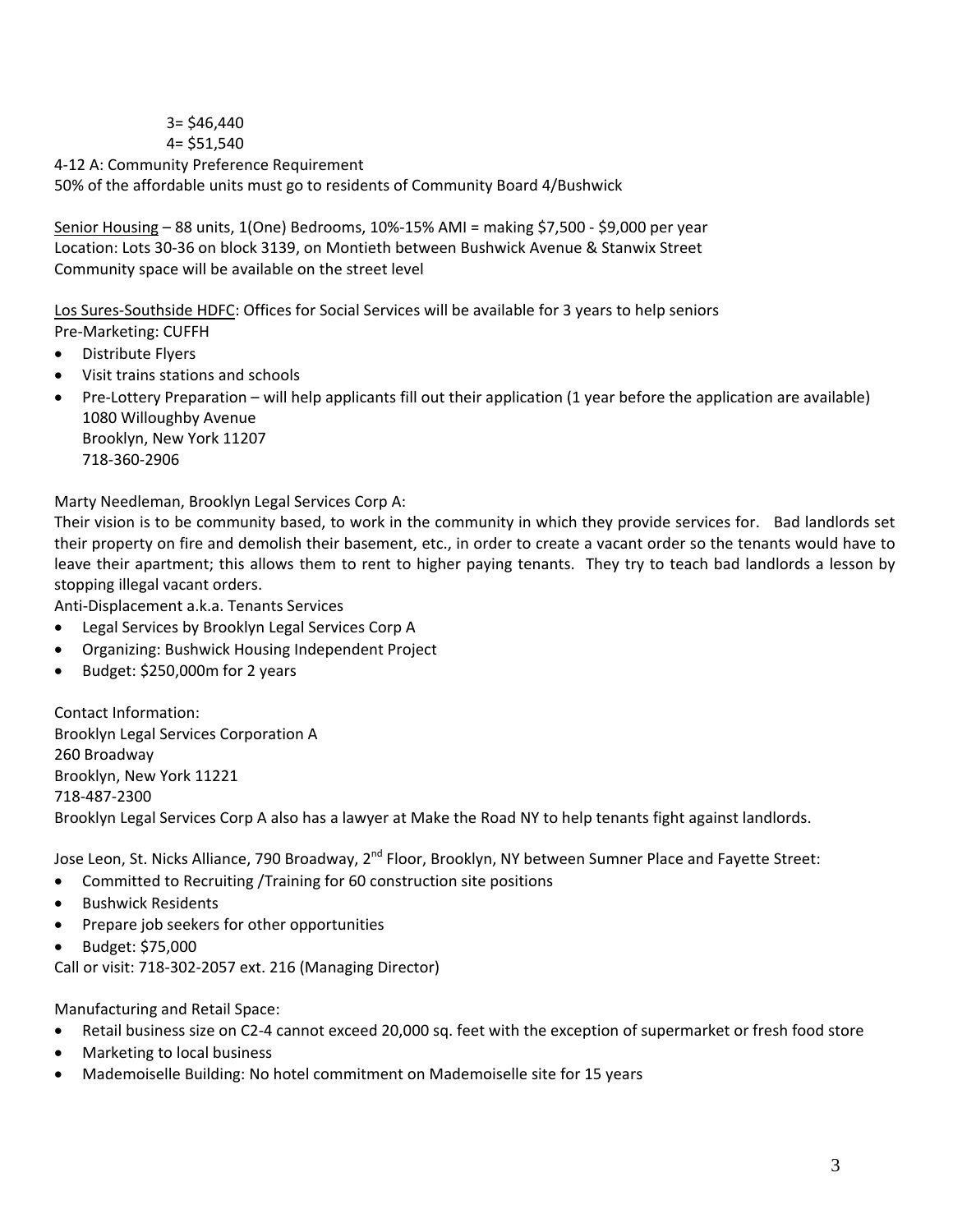3= $46,440
4= $51,540

4-12 A: Community Preference Requirement
50% of the affordable units must go to residents of Community Board 4/Bushwick

Senior Housing – 88 units, 1(One) Bedrooms, 10%-15% AMI = making $7,500 - $9,000 per year
Location: Lots 30-36 on block 3139, on Montieth between Bushwick Avenue & Stanwix Street
Community space will be available on the street level

Los Sures-Southside HDFC: Offices for Social Services will be available for 3 years to help seniors
Pre-Marketing: CUFFH

- Distribute Flyers
- Visit trains stations and schools
- Pre-Lottery Preparation – will help applicants fill out their application (1 year before the application are available)
  1080 Willoughby Avenue
  Brooklyn, New York 11207
  718-360-2906

Marty Needleman, Brooklyn Legal Services Corp A:
Their vision is to be community based, to work in the community in which they provide services for. Bad landlords set their property on fire and demolish their basement, etc., in order to create a vacant order so the tenants would have to leave their apartment; this allows them to rent to higher paying tenants. They try to teach bad landlords a lesson by stopping illegal vacant orders.
Anti-Displacement a.k.a. Tenants Services

- Legal Services by Brooklyn Legal Services Corp A
- Organizing: Bushwick Housing Independent Project
- Budget: $250,000m for 2 years

Contact Information:
Brooklyn Legal Services Corporation A
260 Broadway
Brooklyn, New York 11221
718-487-2300
Brooklyn Legal Services Corp A also has a lawyer at Make the Road NY to help tenants fight against landlords.

Jose Leon, St. Nicks Alliance, 790 Broadway, 2nd Floor, Brooklyn, NY between Sumner Place and Fayette Street:

- Committed to Recruiting /Training for 60 construction site positions
- Bushwick Residents
- Prepare job seekers for other opportunities
- Budget: $75,000

Call or visit: 718-302-2057 ext. 216 (Managing Director)

Manufacturing and Retail Space:

- Retail business size on C2-4 cannot exceed 20,000 sq. feet with the exception of supermarket or fresh food store
- Marketing to local business
- Mademoiselle Building: No hotel commitment on Mademoiselle site for 15 years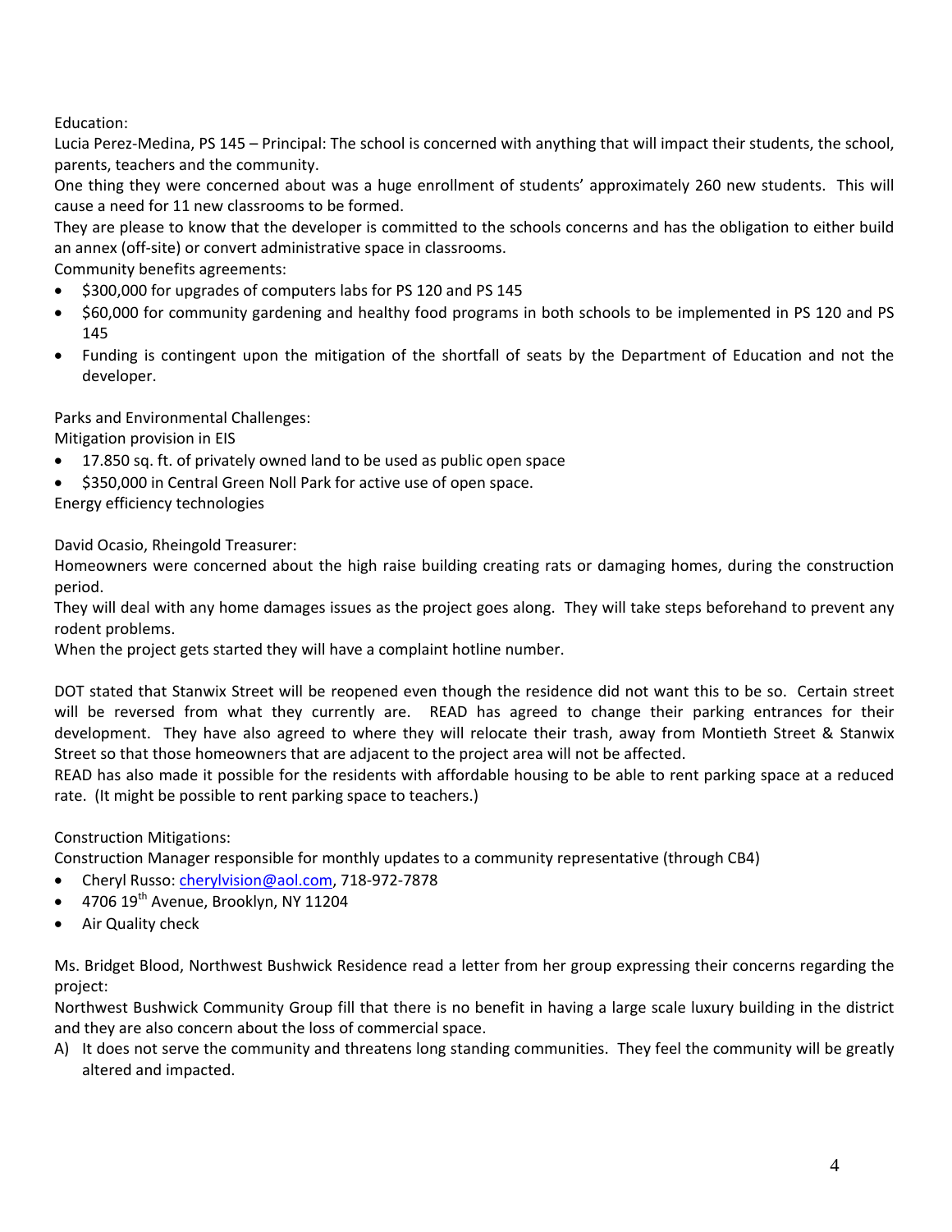Education:

Lucia Perez-Medina, PS 145 – Principal: The school is concerned with anything that will impact their students, the school, parents, teachers and the community.

One thing they were concerned about was a huge enrollment of students' approximately 260 new students. This will cause a need for 11 new classrooms to be formed.

They are please to know that the developer is committed to the schools concerns and has the obligation to either build an annex (off-site) or convert administrative space in classrooms.

Community benefits agreements:

- $300,000 for upgrades of computers labs for PS 120 and PS 145
- $60,000 for community gardening and healthy food programs in both schools to be implemented in PS 120 and PS 145
- Funding is contingent upon the mitigation of the shortfall of seats by the Department of Education and not the developer.

Parks and Environmental Challenges:

Mitigation provision in EIS

- 17.850 sq. ft. of privately owned land to be used as public open space
- $350,000 in Central Green Noll Park for active use of open space.

Energy efficiency technologies

David Ocasio, Rheingold Treasurer:

Homeowners were concerned about the high raise building creating rats or damaging homes, during the construction period.

They will deal with any home damages issues as the project goes along. They will take steps beforehand to prevent any rodent problems.

When the project gets started they will have a complaint hotline number.

DOT stated that Stanwix Street will be reopened even though the residence did not want this to be so. Certain street will be reversed from what they currently are. READ has agreed to change their parking entrances for their development. They have also agreed to where they will relocate their trash, away from Montieth Street & Stanwix Street so that those homeowners that are adjacent to the project area will not be affected.

READ has also made it possible for the residents with affordable housing to be able to rent parking space at a reduced rate. (It might be possible to rent parking space to teachers.)

Construction Mitigations:

Construction Manager responsible for monthly updates to a community representative (through CB4)

- Cheryl Russo: cherylvision@aol.com, 718-972-7878
- 4706 19th Avenue, Brooklyn, NY 11204
- Air Quality check

Ms. Bridget Blood, Northwest Bushwick Residence read a letter from her group expressing their concerns regarding the project:

Northwest Bushwick Community Group fill that there is no benefit in having a large scale luxury building in the district and they are also concern about the loss of commercial space.

A) It does not serve the community and threatens long standing communities. They feel the community will be greatly altered and impacted.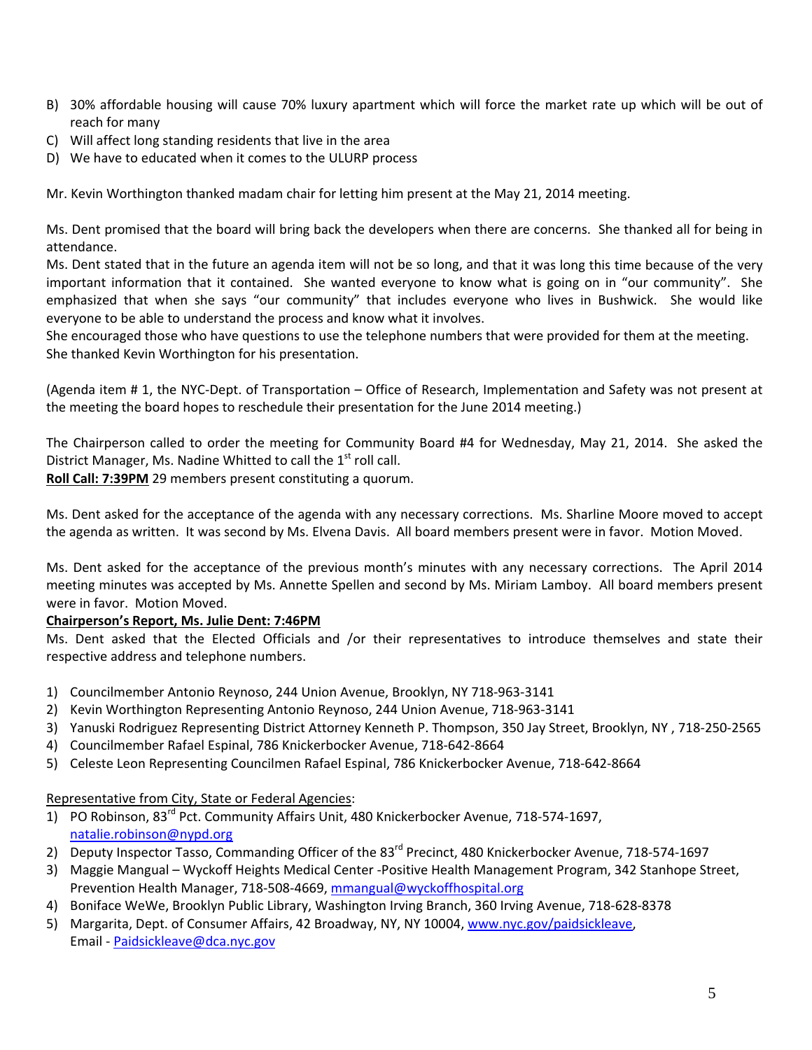B) 30% affordable housing will cause 70% luxury apartment which will force the market rate up which will be out of reach for many
C) Will affect long standing residents that live in the area
D) We have to educated when it comes to the ULURP process

Mr. Kevin Worthington thanked madam chair for letting him present at the May 21, 2014 meeting.

Ms. Dent promised that the board will bring back the developers when there are concerns. She thanked all for being in attendance.
Ms. Dent stated that in the future an agenda item will not be so long, and that it was long this time because of the very important information that it contained. She wanted everyone to know what is going on in "our community". She emphasized that when she says "our community" that includes everyone who lives in Bushwick. She would like everyone to be able to understand the process and know what it involves.
She encouraged those who have questions to use the telephone numbers that were provided for them at the meeting.
She thanked Kevin Worthington for his presentation.

(Agenda item # 1, the NYC-Dept. of Transportation – Office of Research, Implementation and Safety was not present at the meeting the board hopes to reschedule their presentation for the June 2014 meeting.)

The Chairperson called to order the meeting for Community Board #4 for Wednesday, May 21, 2014. She asked the District Manager, Ms. Nadine Whitted to call the 1st roll call.
**Roll Call: 7:39PM** 29 members present constituting a quorum.

Ms. Dent asked for the acceptance of the agenda with any necessary corrections. Ms. Sharline Moore moved to accept the agenda as written. It was second by Ms. Elvena Davis. All board members present were in favor. Motion Moved.

Ms. Dent asked for the acceptance of the previous month's minutes with any necessary corrections. The April 2014 meeting minutes was accepted by Ms. Annette Spellen and second by Ms. Miriam Lamboy. All board members present were in favor. Motion Moved.

**Chairperson's Report, Ms. Julie Dent: 7:46PM**

Ms. Dent asked that the Elected Officials and /or their representatives to introduce themselves and state their respective address and telephone numbers.

1) Councilmember Antonio Reynoso, 244 Union Avenue, Brooklyn, NY 718-963-3141
2) Kevin Worthington Representing Antonio Reynoso, 244 Union Avenue, 718-963-3141
3) Yanuski Rodriguez Representing District Attorney Kenneth P. Thompson, 350 Jay Street, Brooklyn, NY , 718-250-2565
4) Councilmember Rafael Espinal, 786 Knickerbocker Avenue, 718-642-8664
5) Celeste Leon Representing Councilmen Rafael Espinal, 786 Knickerbocker Avenue, 718-642-8664

Representative from City, State or Federal Agencies:

1) PO Robinson, 83rd Pct. Community Affairs Unit, 480 Knickerbocker Avenue, 718-574-1697, natalie.robinson@nypd.org
2) Deputy Inspector Tasso, Commanding Officer of the 83rd Precinct, 480 Knickerbocker Avenue, 718-574-1697
3) Maggie Mangual – Wyckoff Heights Medical Center -Positive Health Management Program, 342 Stanhope Street, Prevention Health Manager, 718-508-4669, mmangual@wyckoffhospital.org
4) Boniface WeWe, Brooklyn Public Library, Washington Irving Branch, 360 Irving Avenue, 718-628-8378
5) Margarita, Dept. of Consumer Affairs, 42 Broadway, NY, NY 10004, www.nyc.gov/paidsickleave, Email - Paidsickleave@dca.nyc.gov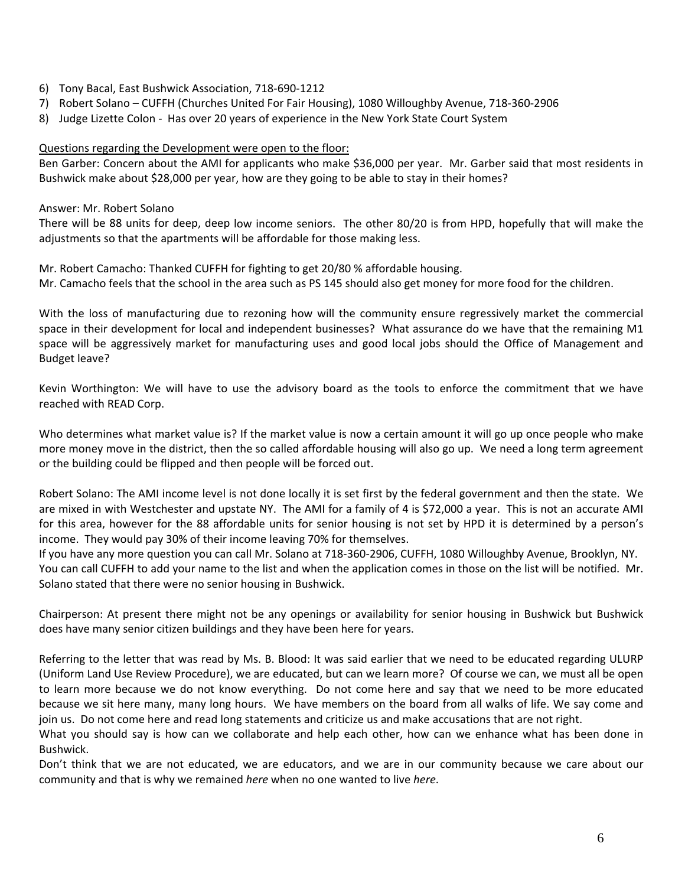6) Tony Bacal, East Bushwick Association, 718-690-1212
7) Robert Solano – CUFFH (Churches United For Fair Housing), 1080 Willoughby Avenue, 718-360-2906
8) Judge Lizette Colon - Has over 20 years of experience in the New York State Court System

<u>Questions regarding the Development were open to the floor:</u>

Ben Garber: Concern about the AMI for applicants who make $36,000 per year. Mr. Garber said that most residents in Bushwick make about $28,000 per year, how are they going to be able to stay in their homes?

Answer: Mr. Robert Solano

There will be 88 units for deep, deep low income seniors. The other 80/20 is from HPD, hopefully that will make the adjustments so that the apartments will be affordable for those making less.

Mr. Robert Camacho: Thanked CUFFH for fighting to get 20/80 % affordable housing.

Mr. Camacho feels that the school in the area such as PS 145 should also get money for more food for the children.

With the loss of manufacturing due to rezoning how will the community ensure regressively market the commercial space in their development for local and independent businesses? What assurance do we have that the remaining M1 space will be aggressively market for manufacturing uses and good local jobs should the Office of Management and Budget leave?

Kevin Worthington: We will have to use the advisory board as the tools to enforce the commitment that we have reached with READ Corp.

Who determines what market value is? If the market value is now a certain amount it will go up once people who make more money move in the district, then the so called affordable housing will also go up. We need a long term agreement or the building could be flipped and then people will be forced out.

Robert Solano: The AMI income level is not done locally it is set first by the federal government and then the state. We are mixed in with Westchester and upstate NY. The AMI for a family of 4 is $72,000 a year. This is not an accurate AMI for this area, however for the 88 affordable units for senior housing is not set by HPD it is determined by a person's income. They would pay 30% of their income leaving 70% for themselves.

If you have any more question you can call Mr. Solano at 718-360-2906, CUFFH, 1080 Willoughby Avenue, Brooklyn, NY. You can call CUFFH to add your name to the list and when the application comes in those on the list will be notified. Mr. Solano stated that there were no senior housing in Bushwick.

Chairperson: At present there might not be any openings or availability for senior housing in Bushwick but Bushwick does have many senior citizen buildings and they have been here for years.

Referring to the letter that was read by Ms. B. Blood: It was said earlier that we need to be educated regarding ULURP (Uniform Land Use Review Procedure), we are educated, but can we learn more? Of course we can, we must all be open to learn more because we do not know everything. Do not come here and say that we need to be more educated because we sit here many, many long hours. We have members on the board from all walks of life. We say come and join us. Do not come here and read long statements and criticize us and make accusations that are not right.

What you should say is how can we collaborate and help each other, how can we enhance what has been done in Bushwick.

Don't think that we are not educated, we are educators, and we are in our community because we care about our community and that is why we remained *here* when no one wanted to live *here*.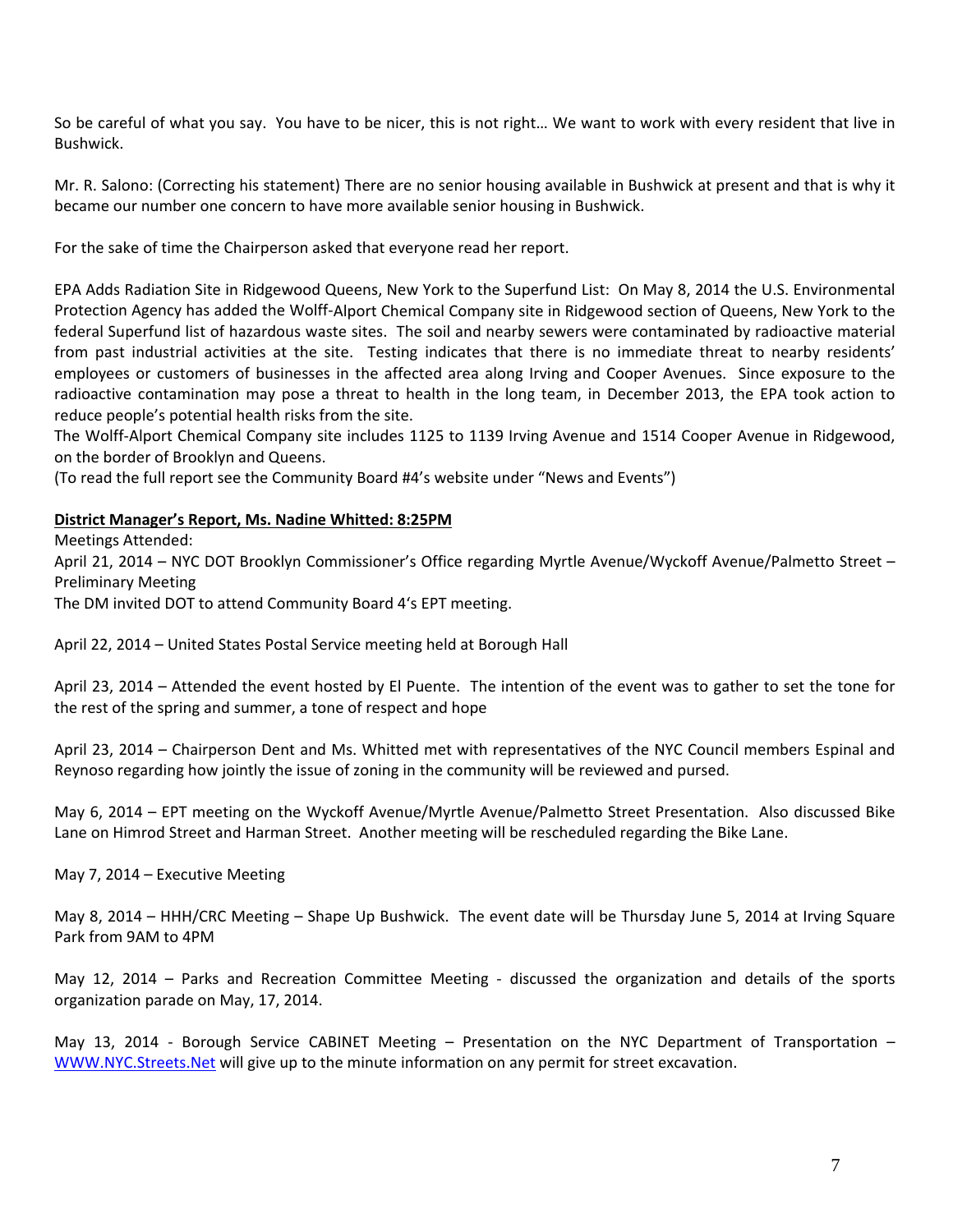So be careful of what you say. You have to be nicer, this is not right… We want to work with every resident that live in Bushwick.

Mr. R. Salono: (Correcting his statement) There are no senior housing available in Bushwick at present and that is why it became our number one concern to have more available senior housing in Bushwick.

For the sake of time the Chairperson asked that everyone read her report.

EPA Adds Radiation Site in Ridgewood Queens, New York to the Superfund List: On May 8, 2014 the U.S. Environmental Protection Agency has added the Wolff-Alport Chemical Company site in Ridgewood section of Queens, New York to the federal Superfund list of hazardous waste sites. The soil and nearby sewers were contaminated by radioactive material from past industrial activities at the site. Testing indicates that there is no immediate threat to nearby residents' employees or customers of businesses in the affected area along Irving and Cooper Avenues. Since exposure to the radioactive contamination may pose a threat to health in the long team, in December 2013, the EPA took action to reduce people's potential health risks from the site.
The Wolff-Alport Chemical Company site includes 1125 to 1139 Irving Avenue and 1514 Cooper Avenue in Ridgewood, on the border of Brooklyn and Queens.
(To read the full report see the Community Board #4's website under "News and Events")

**District Manager's Report, Ms. Nadine Whitted: 8:25PM**

Meetings Attended:
April 21, 2014 – NYC DOT Brooklyn Commissioner's Office regarding Myrtle Avenue/Wyckoff Avenue/Palmetto Street – Preliminary Meeting
The DM invited DOT to attend Community Board 4's EPT meeting.

April 22, 2014 – United States Postal Service meeting held at Borough Hall

April 23, 2014 – Attended the event hosted by El Puente. The intention of the event was to gather to set the tone for the rest of the spring and summer, a tone of respect and hope

April 23, 2014 – Chairperson Dent and Ms. Whitted met with representatives of the NYC Council members Espinal and Reynoso regarding how jointly the issue of zoning in the community will be reviewed and pursed.

May 6, 2014 – EPT meeting on the Wyckoff Avenue/Myrtle Avenue/Palmetto Street Presentation. Also discussed Bike Lane on Himrod Street and Harman Street. Another meeting will be rescheduled regarding the Bike Lane.

May 7, 2014 – Executive Meeting

May 8, 2014 – HHH/CRC Meeting – Shape Up Bushwick. The event date will be Thursday June 5, 2014 at Irving Square Park from 9AM to 4PM

May 12, 2014 – Parks and Recreation Committee Meeting - discussed the organization and details of the sports organization parade on May, 17, 2014.

May 13, 2014 - Borough Service CABINET Meeting – Presentation on the NYC Department of Transportation – WWW.NYC.Streets.Net will give up to the minute information on any permit for street excavation.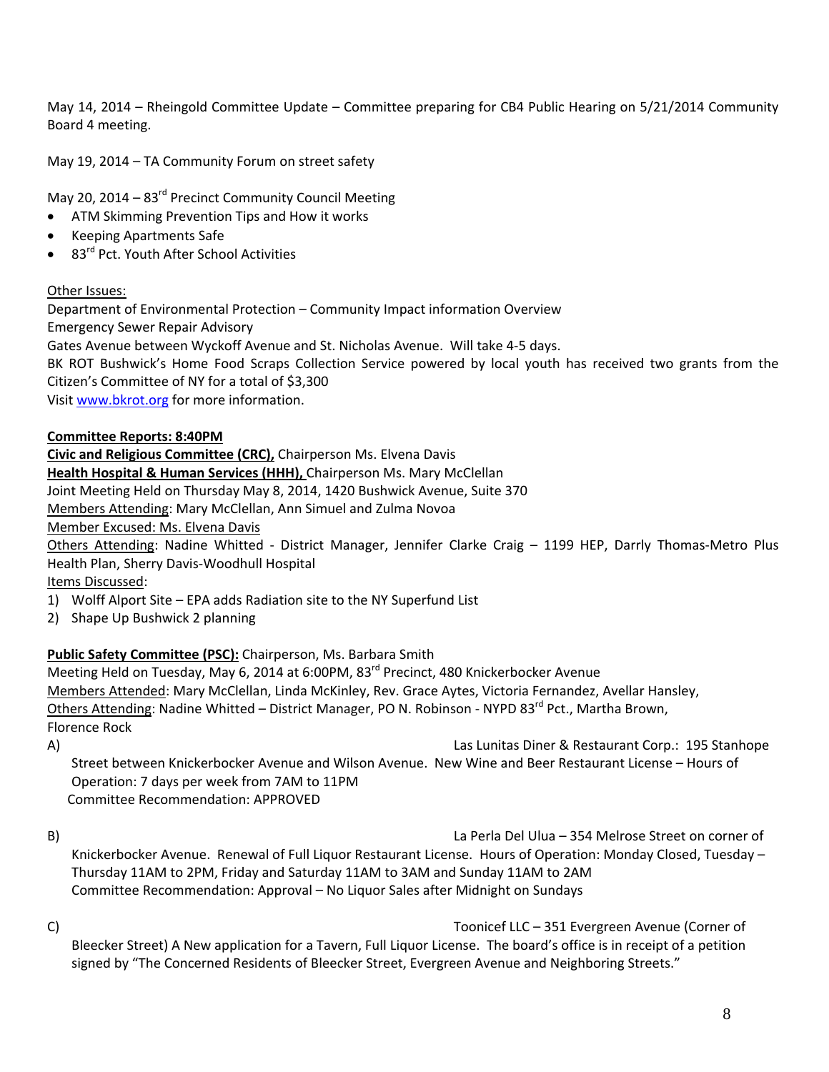May 14, 2014 – Rheingold Committee Update – Committee preparing for CB4 Public Hearing on 5/21/2014 Community Board 4 meeting.

May 19, 2014 – TA Community Forum on street safety

May 20, 2014 – 83rd Precinct Community Council Meeting

- ATM Skimming Prevention Tips and How it works
- Keeping Apartments Safe
- 83rd Pct. Youth After School Activities

Other Issues:

Department of Environmental Protection – Community Impact information Overview
Emergency Sewer Repair Advisory
Gates Avenue between Wyckoff Avenue and St. Nicholas Avenue. Will take 4-5 days.
BK ROT Bushwick's Home Food Scraps Collection Service powered by local youth has received two grants from the Citizen's Committee of NY for a total of $3,300
Visit www.bkrot.org for more information.

**Committee Reports: 8:40PM**

**Civic and Religious Committee (CRC),** Chairperson Ms. Elvena Davis
**Health Hospital & Human Services (HHH),** Chairperson Ms. Mary McClellan
Joint Meeting Held on Thursday May 8, 2014, 1420 Bushwick Avenue, Suite 370
Members Attending: Mary McClellan, Ann Simuel and Zulma Novoa
Member Excused: Ms. Elvena Davis
Others Attending: Nadine Whitted - District Manager, Jennifer Clarke Craig – 1199 HEP, Darrly Thomas-Metro Plus Health Plan, Sherry Davis-Woodhull Hospital
Items Discussed:

1) Wolff Alport Site – EPA adds Radiation site to the NY Superfund List
2) Shape Up Bushwick 2 planning

**Public Safety Committee (PSC):** Chairperson, Ms. Barbara Smith
Meeting Held on Tuesday, May 6, 2014 at 6:00PM, 83rd Precinct, 480 Knickerbocker Avenue
Members Attended: Mary McClellan, Linda McKinley, Rev. Grace Aytes, Victoria Fernandez, Avellar Hansley,
Others Attending: Nadine Whitted – District Manager, PO N. Robinson - NYPD 83rd Pct., Martha Brown, Florence Rock

A) Las Lunitas Diner & Restaurant Corp.: 195 Stanhope Street between Knickerbocker Avenue and Wilson Avenue. New Wine and Beer Restaurant License – Hours of Operation: 7 days per week from 7AM to 11PM
Committee Recommendation: APPROVED

B) La Perla Del Ulua – 354 Melrose Street on corner of Knickerbocker Avenue. Renewal of Full Liquor Restaurant License. Hours of Operation: Monday Closed, Tuesday – Thursday 11AM to 2PM, Friday and Saturday 11AM to 3AM and Sunday 11AM to 2AM
Committee Recommendation: Approval – No Liquor Sales after Midnight on Sundays

C) Toonicef LLC – 351 Evergreen Avenue (Corner of Bleecker Street) A New application for a Tavern, Full Liquor License. The board's office is in receipt of a petition signed by "The Concerned Residents of Bleecker Street, Evergreen Avenue and Neighboring Streets."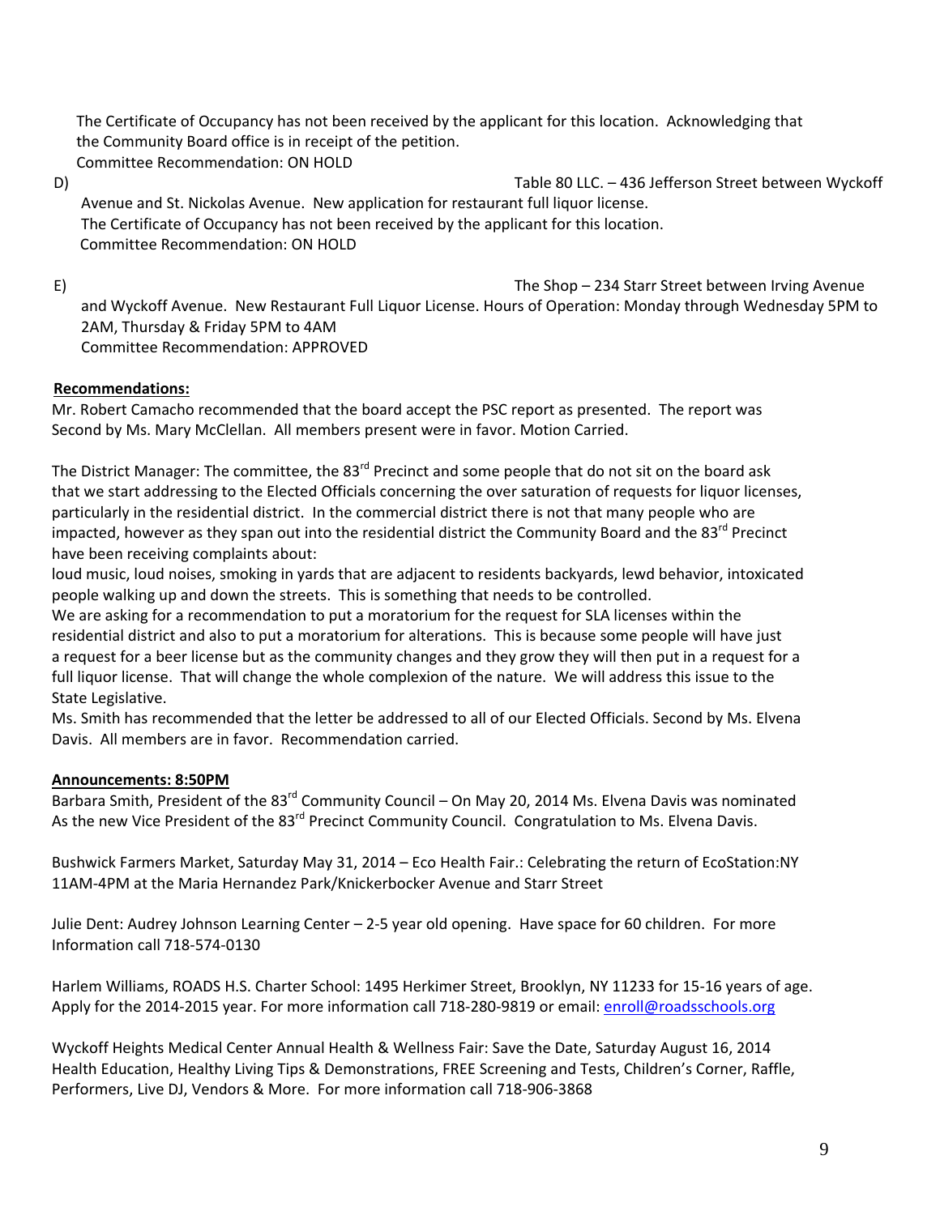The Certificate of Occupancy has not been received by the applicant for this location. Acknowledging that the Community Board office is in receipt of the petition.
Committee Recommendation: ON HOLD

D) Table 80 LLC. – 436 Jefferson Street between Wyckoff Avenue and St. Nickolas Avenue. New application for restaurant full liquor license.
The Certificate of Occupancy has not been received by the applicant for this location.
Committee Recommendation: ON HOLD

E) The Shop – 234 Starr Street between Irving Avenue and Wyckoff Avenue. New Restaurant Full Liquor License. Hours of Operation: Monday through Wednesday 5PM to 2AM, Thursday & Friday 5PM to 4AM
Committee Recommendation: APPROVED

**Recommendations:**

Mr. Robert Camacho recommended that the board accept the PSC report as presented. The report was Second by Ms. Mary McClellan. All members present were in favor. Motion Carried.

The District Manager: The committee, the 83rd Precinct and some people that do not sit on the board ask that we start addressing to the Elected Officials concerning the over saturation of requests for liquor licenses, particularly in the residential district. In the commercial district there is not that many people who are impacted, however as they span out into the residential district the Community Board and the 83rd Precinct have been receiving complaints about:
loud music, loud noises, smoking in yards that are adjacent to residents backyards, lewd behavior, intoxicated people walking up and down the streets. This is something that needs to be controlled.
We are asking for a recommendation to put a moratorium for the request for SLA licenses within the residential district and also to put a moratorium for alterations. This is because some people will have just a request for a beer license but as the community changes and they grow they will then put in a request for a full liquor license. That will change the whole complexion of the nature. We will address this issue to the State Legislative.
Ms. Smith has recommended that the letter be addressed to all of our Elected Officials. Second by Ms. Elvena Davis. All members are in favor. Recommendation carried.

**Announcements: 8:50PM**

Barbara Smith, President of the 83rd Community Council – On May 20, 2014 Ms. Elvena Davis was nominated As the new Vice President of the 83rd Precinct Community Council. Congratulation to Ms. Elvena Davis.

Bushwick Farmers Market, Saturday May 31, 2014 – Eco Health Fair.: Celebrating the return of EcoStation:NY 11AM-4PM at the Maria Hernandez Park/Knickerbocker Avenue and Starr Street

Julie Dent: Audrey Johnson Learning Center – 2-5 year old opening. Have space for 60 children. For more Information call 718-574-0130

Harlem Williams, ROADS H.S. Charter School: 1495 Herkimer Street, Brooklyn, NY 11233 for 15-16 years of age. Apply for the 2014-2015 year. For more information call 718-280-9819 or email: enroll@roadsschools.org

Wyckoff Heights Medical Center Annual Health & Wellness Fair: Save the Date, Saturday August 16, 2014 Health Education, Healthy Living Tips & Demonstrations, FREE Screening and Tests, Children's Corner, Raffle, Performers, Live DJ, Vendors & More. For more information call 718-906-3868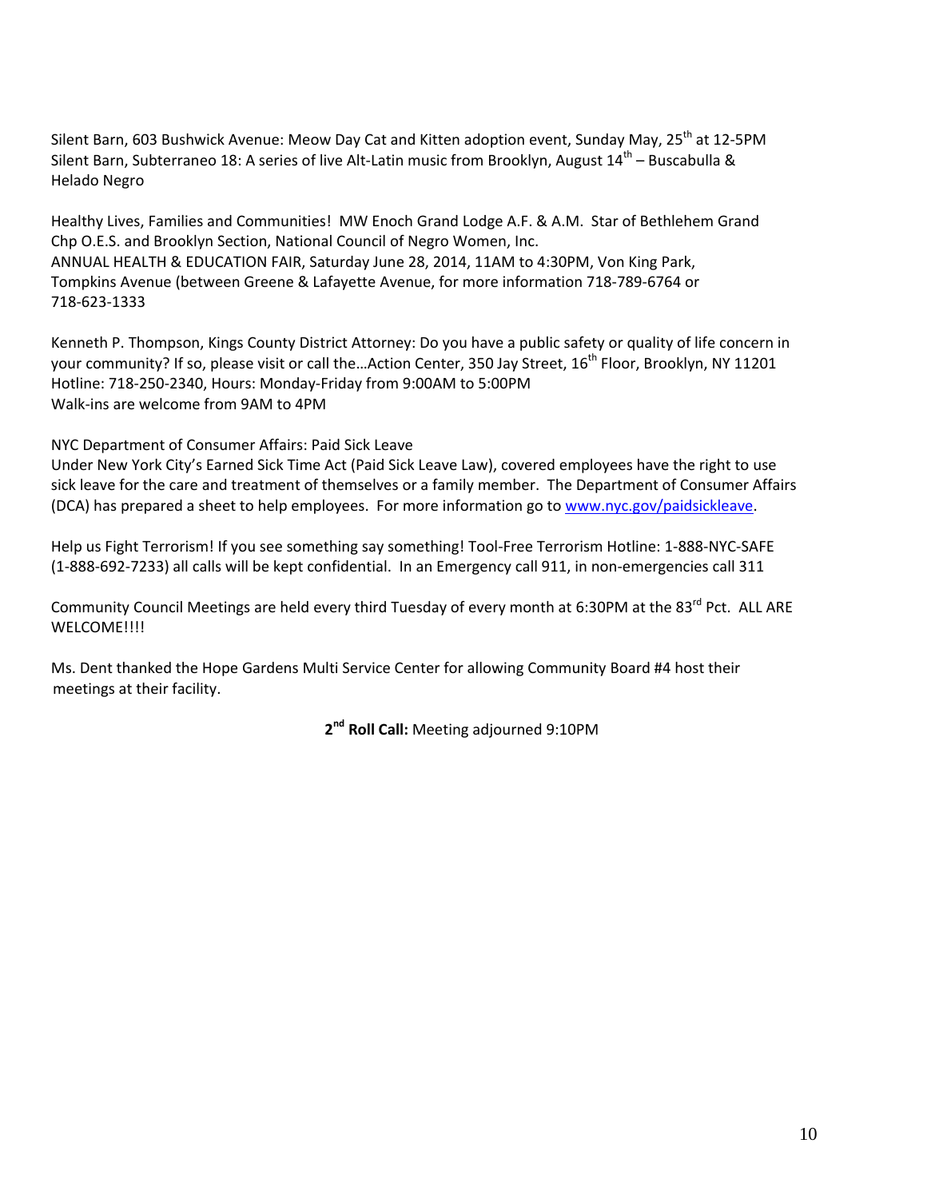Silent Barn, 603 Bushwick Avenue: Meow Day Cat and Kitten adoption event, Sunday May, 25th at 12-5PM
Silent Barn, Subterraneo 18: A series of live Alt-Latin music from Brooklyn, August 14th – Buscabulla & Helado Negro

Healthy Lives, Families and Communities! MW Enoch Grand Lodge A.F. & A.M. Star of Bethlehem Grand Chp O.E.S. and Brooklyn Section, National Council of Negro Women, Inc.
ANNUAL HEALTH & EDUCATION FAIR, Saturday June 28, 2014, 11AM to 4:30PM, Von King Park, Tompkins Avenue (between Greene & Lafayette Avenue, for more information 718-789-6764 or 718-623-1333

Kenneth P. Thompson, Kings County District Attorney: Do you have a public safety or quality of life concern in your community? If so, please visit or call the…Action Center, 350 Jay Street, 16th Floor, Brooklyn, NY 11201
Hotline: 718-250-2340, Hours: Monday-Friday from 9:00AM to 5:00PM
Walk-ins are welcome from 9AM to 4PM

NYC Department of Consumer Affairs: Paid Sick Leave
Under New York City's Earned Sick Time Act (Paid Sick Leave Law), covered employees have the right to use sick leave for the care and treatment of themselves or a family member. The Department of Consumer Affairs (DCA) has prepared a sheet to help employees. For more information go to www.nyc.gov/paidsickleave.

Help us Fight Terrorism! If you see something say something! Tool-Free Terrorism Hotline: 1-888-NYC-SAFE (1-888-692-7233) all calls will be kept confidential. In an Emergency call 911, in non-emergencies call 311

Community Council Meetings are held every third Tuesday of every month at 6:30PM at the 83rd Pct. ALL ARE WELCOME!!!!

Ms. Dent thanked the Hope Gardens Multi Service Center for allowing Community Board #4 host their meetings at their facility.

**2nd Roll Call:** Meeting adjourned 9:10PM